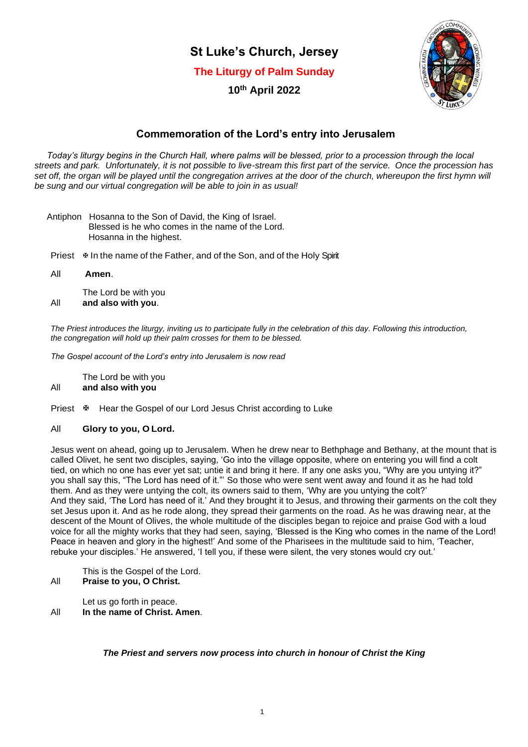# St Luke's Church, Jersey

**The Liturgy of Palm Sunday**

**10th April 2022**

## Commemoration of the Lord's entry into Jerusalem

*Today's liturgy begins in the Church Hall, where palms will be blessed, prior to a procession through the local streets and park. Unfortunately, it is not possible to live-stream this first part of the service. Once the procession has set off, the organ will be played until the congregation arrives at the door of the church, whereupon the first hymn will be sung and our virtual congregation will be able to join in as usual!*

Antiphon Hosanna to the Son of David, the King of Israel.
Blessed is he who comes in the name of the Lord.
Hosanna in the highest.

Priest ✠ In the name of the Father, and of the Son, and of the Holy Spirit

All **Amen**.

The Lord be with you

All **and also with you**.

*The Priest introduces the liturgy, inviting us to participate fully in the celebration of this day. Following this introduction, the congregation will hold up their palm crosses for them to be blessed.*

*The Gospel account of the Lord's entry into Jerusalem is now read*

The Lord be with you

All **and also with you**

Priest ✠ Hear the Gospel of our Lord Jesus Christ according to Luke

All **Glory to you, O Lord.**

Jesus went on ahead, going up to Jerusalem. When he drew near to Bethphage and Bethany, at the mount that is called Olivet, he sent two disciples, saying, 'Go into the village opposite, where on entering you will find a colt tied, on which no one has ever yet sat; untie it and bring it here. If any one asks you, "Why are you untying it?" you shall say this, "The Lord has need of it."' So those who were sent went away and found it as he had told them. And as they were untying the colt, its owners said to them, 'Why are you untying the colt?'
And they said, 'The Lord has need of it.' And they brought it to Jesus, and throwing their garments on the colt they set Jesus upon it. And as he rode along, they spread their garments on the road. As he was drawing near, at the descent of the Mount of Olives, the whole multitude of the disciples began to rejoice and praise God with a loud voice for all the mighty works that they had seen, saying, 'Blessed is the King who comes in the name of the Lord! Peace in heaven and glory in the highest!' And some of the Pharisees in the multitude said to him, 'Teacher, rebuke your disciples.' He answered, 'I tell you, if these were silent, the very stones would cry out.'

This is the Gospel of the Lord.

All **Praise to you, O Christ.**

Let us go forth in peace.

All **In the name of Christ. Amen**.

***The Priest and servers now process into church in honour of Christ the King***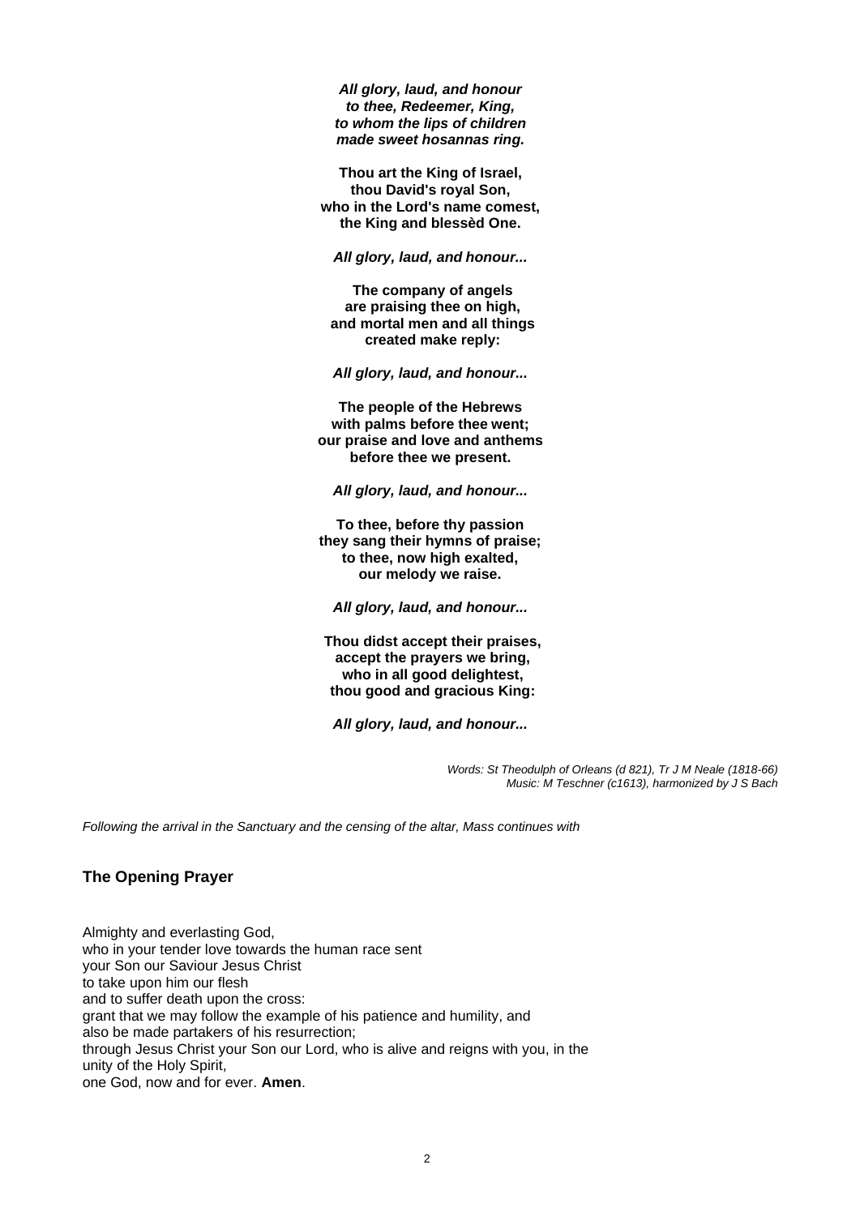***All glory, laud, and honour***
***to thee, Redeemer, King,***
***to whom the lips of children***
***made sweet hosannas ring.***

**Thou art the King of Israel,**
**thou David's royal Son,**
**who in the Lord's name comest,**
**the King and blessèd One.**

***All glory, laud, and honour...***

**The company of angels**
**are praising thee on high,**
**and mortal men and all things**
**created make reply:**

***All glory, laud, and honour...***

**The people of the Hebrews**
**with palms before thee went;**
**our praise and love and anthems**
**before thee we present.**

***All glory, laud, and honour...***

**To thee, before thy passion**
**they sang their hymns of praise;**
**to thee, now high exalted,**
**our melody we raise.**

***All glory, laud, and honour...***

**Thou didst accept their praises,**
**accept the prayers we bring,**
**who in all good delightest,**
**thou good and gracious King:**

***All glory, laud, and honour...***

*Words: St Theodulph of Orleans (d 821), Tr J M Neale (1818-66)*
*Music: M Teschner (c1613), harmonized by J S Bach*

*Following the arrival in the Sanctuary and the censing of the altar, Mass continues with*

### The Opening Prayer

Almighty and everlasting God,
who in your tender love towards the human race sent
your Son our Saviour Jesus Christ
to take upon him our flesh
and to suffer death upon the cross:
grant that we may follow the example of his patience and humility, and
also be made partakers of his resurrection;
through Jesus Christ your Son our Lord, who is alive and reigns with you, in the
unity of the Holy Spirit,
one God, now and for ever. **Amen**.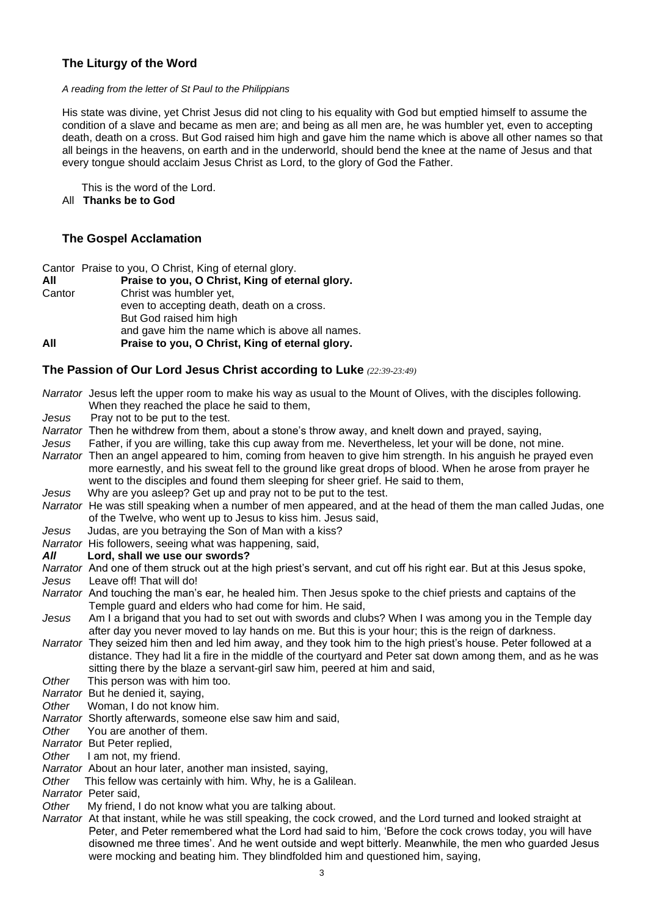## The Liturgy of the Word

*A reading from the letter of St Paul to the Philippians*

His state was divine, yet Christ Jesus did not cling to his equality with God but emptied himself to assume the condition of a slave and became as men are; and being as all men are, he was humbler yet, even to accepting death, death on a cross. But God raised him high and gave him the name which is above all other names so that all beings in the heavens, on earth and in the underworld, should bend the knee at the name of Jesus and that every tongue should acclaim Jesus Christ as Lord, to the glory of God the Father.

This is the word of the Lord.
All **Thanks be to God**

## The Gospel Acclamation

Cantor Praise to you, O Christ, King of eternal glory.
**All Praise to you, O Christ, King of eternal glory.**
Cantor Christ was humbler yet,
even to accepting death, death on a cross.
But God raised him high
and gave him the name which is above all names.
**All Praise to you, O Christ, King of eternal glory.**

## The Passion of Our Lord Jesus Christ according to Luke *(22:39-23:49)*

*Narrator* Jesus left the upper room to make his way as usual to the Mount of Olives, with the disciples following. When they reached the place he said to them,
*Jesus* Pray not to be put to the test.
*Narrator* Then he withdrew from them, about a stone's throw away, and knelt down and prayed, saying,
*Jesus* Father, if you are willing, take this cup away from me. Nevertheless, let your will be done, not mine.
*Narrator* Then an angel appeared to him, coming from heaven to give him strength. In his anguish he prayed even more earnestly, and his sweat fell to the ground like great drops of blood. When he arose from prayer he went to the disciples and found them sleeping for sheer grief. He said to them,
*Jesus* Why are you asleep? Get up and pray not to be put to the test.
*Narrator* He was still speaking when a number of men appeared, and at the head of them the man called Judas, one of the Twelve, who went up to Jesus to kiss him. Jesus said,
*Jesus* Judas, are you betraying the Son of Man with a kiss?
*Narrator* His followers, seeing what was happening, said,
***All* Lord, shall we use our swords?**
*Narrator* And one of them struck out at the high priest's servant, and cut off his right ear. But at this Jesus spoke,
*Jesus* Leave off! That will do!
*Narrator* And touching the man's ear, he healed him. Then Jesus spoke to the chief priests and captains of the Temple guard and elders who had come for him. He said,
*Jesus* Am I a brigand that you had to set out with swords and clubs? When I was among you in the Temple day after day you never moved to lay hands on me. But this is your hour; this is the reign of darkness.
*Narrator* They seized him then and led him away, and they took him to the high priest's house. Peter followed at a distance. They had lit a fire in the middle of the courtyard and Peter sat down among them, and as he was sitting there by the blaze a servant-girl saw him, peered at him and said,
*Other* This person was with him too.
*Narrator* But he denied it, saying,
*Other* Woman, I do not know him.
*Narrator* Shortly afterwards, someone else saw him and said,
*Other* You are another of them.
*Narrator* But Peter replied,
*Other* I am not, my friend.
*Narrator* About an hour later, another man insisted, saying,
*Other* This fellow was certainly with him. Why, he is a Galilean.
*Narrator* Peter said,
*Other* My friend, I do not know what you are talking about.
*Narrator* At that instant, while he was still speaking, the cock crowed, and the Lord turned and looked straight at Peter, and Peter remembered what the Lord had said to him, 'Before the cock crows today, you will have disowned me three times'. And he went outside and wept bitterly. Meanwhile, the men who guarded Jesus were mocking and beating him. They blindfolded him and questioned him, saying,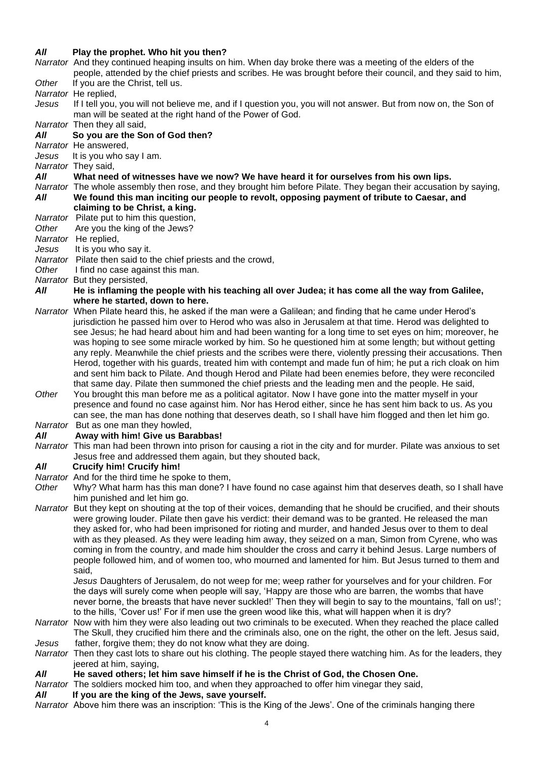***All*** **Play the prophet. Who hit you then?**

*Narrator* And they continued heaping insults on him. When day broke there was a meeting of the elders of the people, attended by the chief priests and scribes. He was brought before their council, and they said to him,

*Other* If you are the Christ, tell us.

*Narrator* He replied,

*Jesus* If I tell you, you will not believe me, and if I question you, you will not answer. But from now on, the Son of man will be seated at the right hand of the Power of God.

*Narrator* Then they all said,

***All*** **So you are the Son of God then?**

*Narrator* He answered,

*Jesus* It is you who say I am.

*Narrator* They said,

***All*** **What need of witnesses have we now? We have heard it for ourselves from his own lips.**

*Narrator* The whole assembly then rose, and they brought him before Pilate. They began their accusation by saying,

***All*** **We found this man inciting our people to revolt, opposing payment of tribute to Caesar, and claiming to be Christ, a king.**

*Narrator* Pilate put to him this question,

*Other* Are you the king of the Jews?

*Narrator* He replied,

*Jesus* It is you who say it.

*Narrator* Pilate then said to the chief priests and the crowd,

*Other* I find no case against this man.

*Narrator* But they persisted,

***All*** **He is inflaming the people with his teaching all over Judea; it has come all the way from Galilee, where he started, down to here.**

*Narrator* When Pilate heard this, he asked if the man were a Galilean; and finding that he came under Herod's jurisdiction he passed him over to Herod who was also in Jerusalem at that time. Herod was delighted to see Jesus; he had heard about him and had been wanting for a long time to set eyes on him; moreover, he was hoping to see some miracle worked by him. So he questioned him at some length; but without getting any reply. Meanwhile the chief priests and the scribes were there, violently pressing their accusations. Then Herod, together with his guards, treated him with contempt and made fun of him; he put a rich cloak on him and sent him back to Pilate. And though Herod and Pilate had been enemies before, they were reconciled that same day. Pilate then summoned the chief priests and the leading men and the people. He said,

*Other* You brought this man before me as a political agitator. Now I have gone into the matter myself in your presence and found no case against him. Nor has Herod either, since he has sent him back to us. As you can see, the man has done nothing that deserves death, so I shall have him flogged and then let him go.

*Narrator* But as one man they howled,

***All*** **Away with him! Give us Barabbas!**

*Narrator* This man had been thrown into prison for causing a riot in the city and for murder. Pilate was anxious to set Jesus free and addressed them again, but they shouted back,

***All*** **Crucify him! Crucify him!**

*Narrator* And for the third time he spoke to them,

*Other* Why? What harm has this man done? I have found no case against him that deserves death, so I shall have him punished and let him go.

*Narrator* But they kept on shouting at the top of their voices, demanding that he should be crucified, and their shouts were growing louder. Pilate then gave his verdict: their demand was to be granted. He released the man they asked for, who had been imprisoned for rioting and murder, and handed Jesus over to them to deal with as they pleased. As they were leading him away, they seized on a man, Simon from Cyrene, who was coming in from the country, and made him shoulder the cross and carry it behind Jesus. Large numbers of people followed him, and of women too, who mourned and lamented for him. But Jesus turned to them and said,

*Jesus* Daughters of Jerusalem, do not weep for me; weep rather for yourselves and for your children. For the days will surely come when people will say, 'Happy are those who are barren, the wombs that have never borne, the breasts that have never suckled!' Then they will begin to say to the mountains, 'fall on us!'; to the hills, 'Cover us!' For if men use the green wood like this, what will happen when it is dry?

*Narrator* Now with him they were also leading out two criminals to be executed. When they reached the place called The Skull, they crucified him there and the criminals also, one on the right, the other on the left. Jesus said,

*Jesus* father, forgive them; they do not know what they are doing.

*Narrator* Then they cast lots to share out his clothing. The people stayed there watching him. As for the leaders, they jeered at him, saying,

***All*** **He saved others; let him save himself if he is the Christ of God, the Chosen One.**

*Narrator* The soldiers mocked him too, and when they approached to offer him vinegar they said,

***All*** **If you are the king of the Jews, save yourself.**

*Narrator* Above him there was an inscription: 'This is the King of the Jews'. One of the criminals hanging there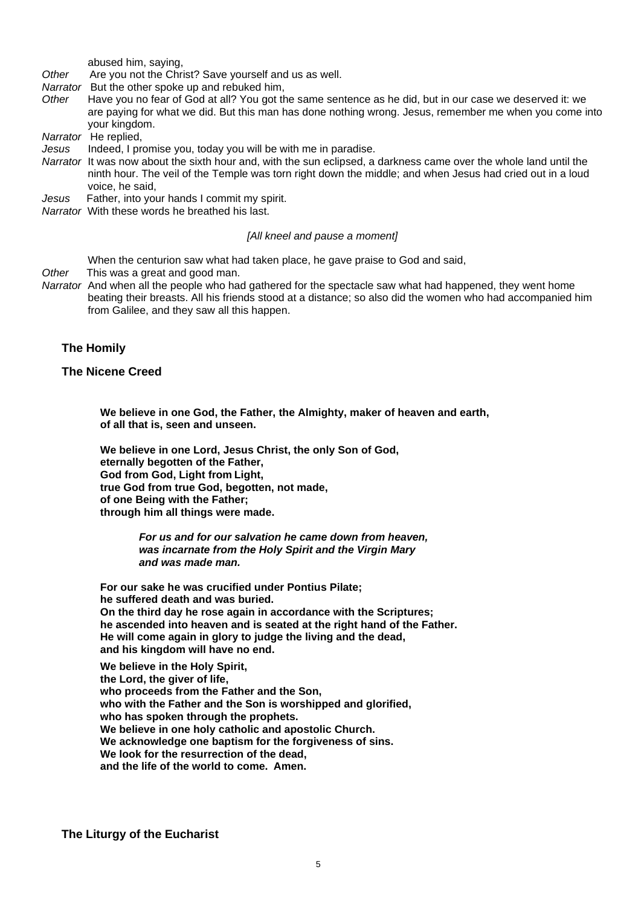abused him, saying,

*Other* Are you not the Christ? Save yourself and us as well.

*Narrator* But the other spoke up and rebuked him,

*Other* Have you no fear of God at all? You got the same sentence as he did, but in our case we deserved it: we are paying for what we did. But this man has done nothing wrong. Jesus, remember me when you come into your kingdom.

*Narrator* He replied,

*Jesus* Indeed, I promise you, today you will be with me in paradise.

*Narrator* It was now about the sixth hour and, with the sun eclipsed, a darkness came over the whole land until the ninth hour. The veil of the Temple was torn right down the middle; and when Jesus had cried out in a loud voice, he said,

*Jesus* Father, into your hands I commit my spirit.

*Narrator* With these words he breathed his last.

*[All kneel and pause a moment]*

When the centurion saw what had taken place, he gave praise to God and said,

*Other* This was a great and good man.

*Narrator* And when all the people who had gathered for the spectacle saw what had happened, they went home beating their breasts. All his friends stood at a distance; so also did the women who had accompanied him from Galilee, and they saw all this happen.

## The Homily

## The Nicene Creed

**We believe in one God, the Father, the Almighty, maker of heaven and earth,**
**of all that is, seen and unseen.**

**We believe in one Lord, Jesus Christ, the only Son of God,**
**eternally begotten of the Father,**
**God from God, Light from Light,**
**true God from true God, begotten, not made,**
**of one Being with the Father;**
**through him all things were made.**

***For us and for our salvation he came down from heaven,***
***was incarnate from the Holy Spirit and the Virgin Mary***
***and was made man.***

**For our sake he was crucified under Pontius Pilate;**
**he suffered death and was buried.**
**On the third day he rose again in accordance with the Scriptures;**
**he ascended into heaven and is seated at the right hand of the Father.**
**He will come again in glory to judge the living and the dead,**
**and his kingdom will have no end.**

**We believe in the Holy Spirit,**
**the Lord, the giver of life,**
**who proceeds from the Father and the Son,**
**who with the Father and the Son is worshipped and glorified,**
**who has spoken through the prophets.**
**We believe in one holy catholic and apostolic Church.**
**We acknowledge one baptism for the forgiveness of sins.**
**We look for the resurrection of the dead,**
**and the life of the world to come. Amen.**

## The Liturgy of the Eucharist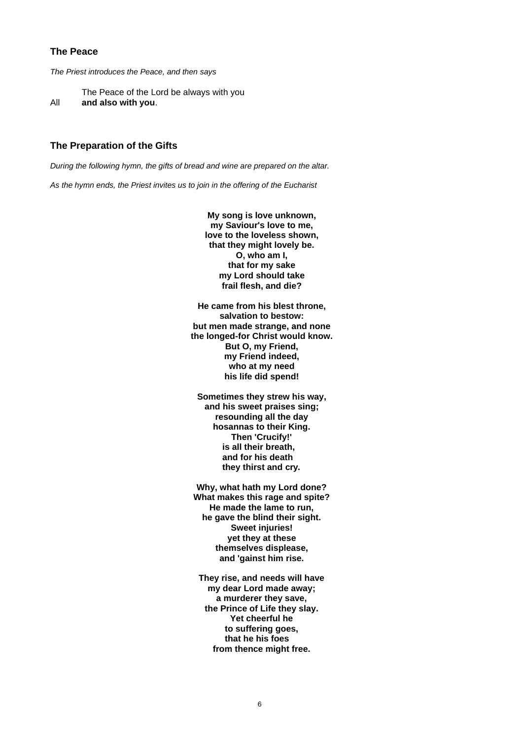## The Peace

*The Priest introduces the Peace, and then says*

The Peace of the Lord be always with you
All **and also with you**.

## The Preparation of the Gifts

*During the following hymn, the gifts of bread and wine are prepared on the altar.*

*As the hymn ends, the Priest invites us to join in the offering of the Eucharist*

**My song is love unknown,**
**my Saviour's love to me,**
**love to the loveless shown,**
**that they might lovely be.**
**O, who am I,**
**that for my sake**
**my Lord should take**
**frail flesh, and die?**

**He came from his blest throne,**
**salvation to bestow:**
**but men made strange, and none**
**the longed-for Christ would know.**
**But O, my Friend,**
**my Friend indeed,**
**who at my need**
**his life did spend!**

**Sometimes they strew his way,**
**and his sweet praises sing;**
**resounding all the day**
**hosannas to their King.**
**Then 'Crucify!'**
**is all their breath,**
**and for his death**
**they thirst and cry.**

**Why, what hath my Lord done?**
**What makes this rage and spite?**
**He made the lame to run,**
**he gave the blind their sight.**
**Sweet injuries!**
**yet they at these**
**themselves displease,**
**and 'gainst him rise.**

**They rise, and needs will have**
**my dear Lord made away;**
**a murderer they save,**
**the Prince of Life they slay.**
**Yet cheerful he**
**to suffering goes,**
**that he his foes**
**from thence might free.**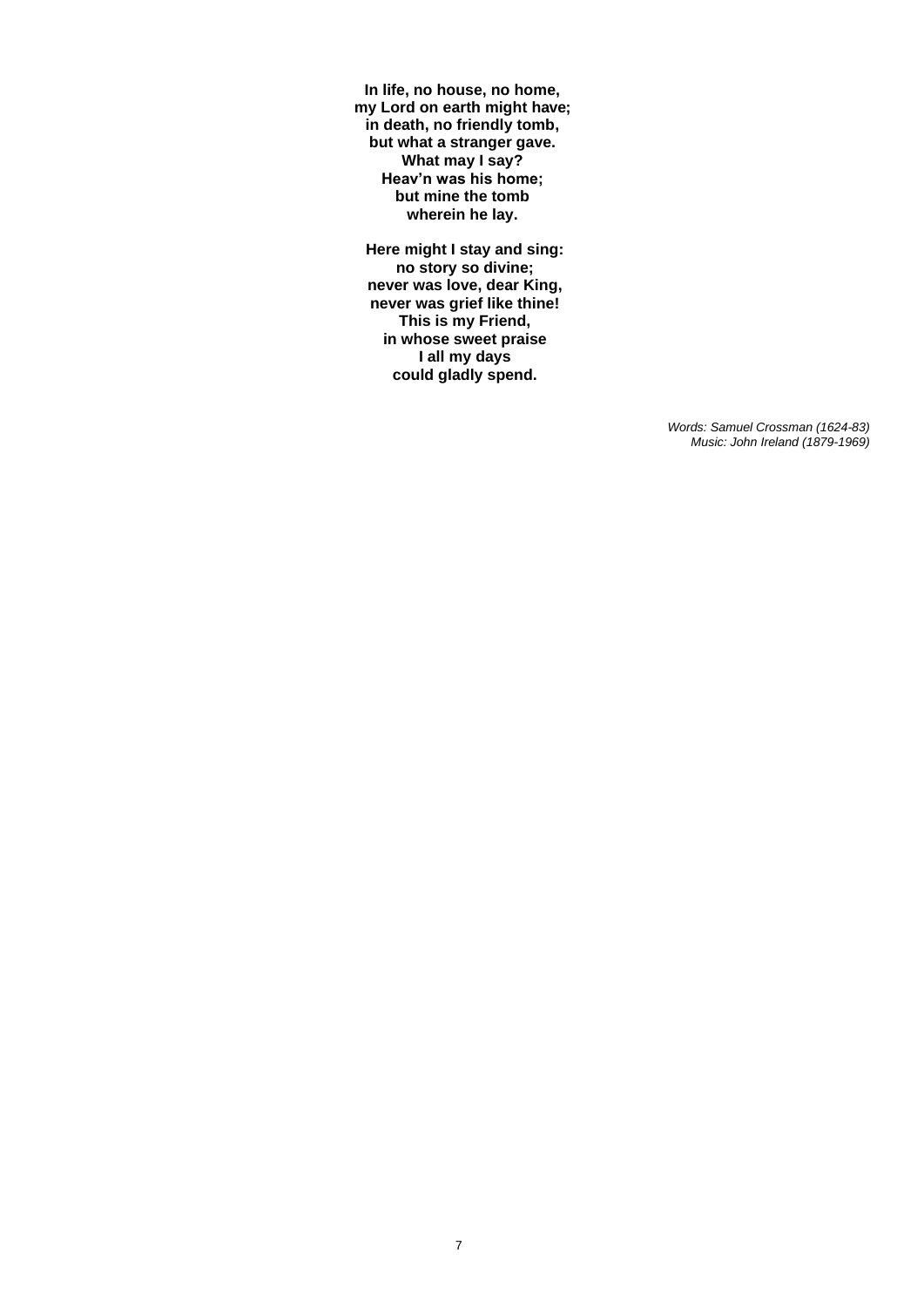**In life, no house, no home,**
**my Lord on earth might have;**
**in death, no friendly tomb,**
**but what a stranger gave.**
**What may I say?**
**Heav'n was his home;**
**but mine the tomb**
**wherein he lay.**

**Here might I stay and sing:**
**no story so divine;**
**never was love, dear King,**
**never was grief like thine!**
**This is my Friend,**
**in whose sweet praise**
**I all my days**
**could gladly spend.**

*Words: Samuel Crossman (1624-83)*
*Music: John Ireland (1879-1969)*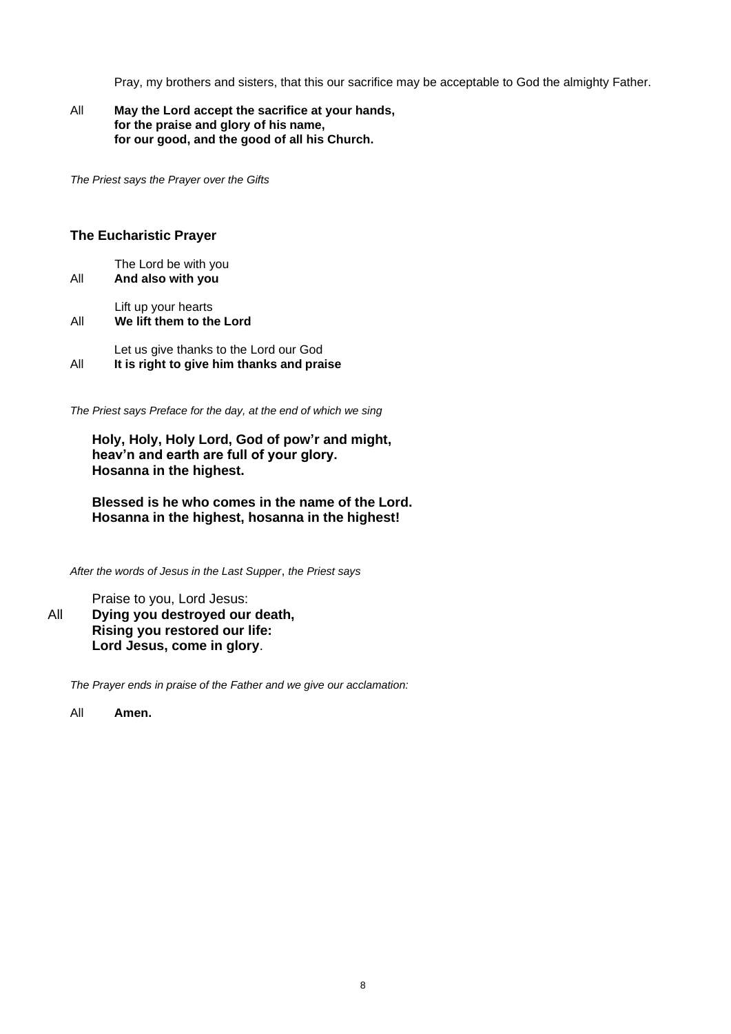Pray, my brothers and sisters, that this our sacrifice may be acceptable to God the almighty Father.

All **May the Lord accept the sacrifice at your hands,**
**for the praise and glory of his name,**
**for our good, and the good of all his Church.**

*The Priest says the Prayer over the Gifts*

### The Eucharistic Prayer

The Lord be with you
All **And also with you**

Lift up your hearts
All **We lift them to the Lord**

Let us give thanks to the Lord our God
All **It is right to give him thanks and praise**

*The Priest says Preface for the day, at the end of which we sing*

**Holy, Holy, Holy Lord, God of pow'r and might,**
**heav'n and earth are full of your glory.**
**Hosanna in the highest.**

**Blessed is he who comes in the name of the Lord.**
**Hosanna in the highest, hosanna in the highest!**

*After the words of Jesus in the Last Supper, the Priest says*

Praise to you, Lord Jesus:
All **Dying you destroyed our death,**
**Rising you restored our life:**
**Lord Jesus, come in glory**.

*The Prayer ends in praise of the Father and we give our acclamation:*

All **Amen.**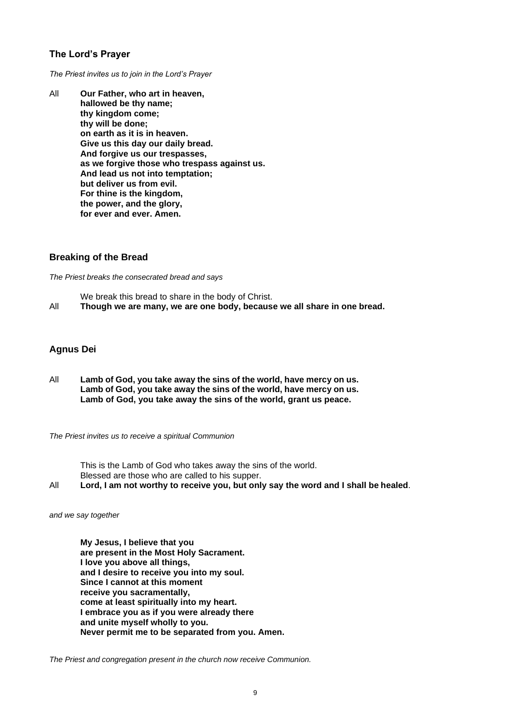## The Lord's Prayer

*The Priest invites us to join in the Lord's Prayer*

All **Our Father, who art in heaven,**
**hallowed be thy name;**
**thy kingdom come;**
**thy will be done;**
**on earth as it is in heaven.**
**Give us this day our daily bread.**
**And forgive us our trespasses,**
**as we forgive those who trespass against us.**
**And lead us not into temptation;**
**but deliver us from evil.**
**For thine is the kingdom,**
**the power, and the glory,**
**for ever and ever. Amen.**

## Breaking of the Bread

*The Priest breaks the consecrated bread and says*

We break this bread to share in the body of Christ.

All **Though we are many, we are one body, because we all share in one bread.**

## Agnus Dei

All **Lamb of God, you take away the sins of the world, have mercy on us.**
**Lamb of God, you take away the sins of the world, have mercy on us.**
**Lamb of God, you take away the sins of the world, grant us peace.**

*The Priest invites us to receive a spiritual Communion*

This is the Lamb of God who takes away the sins of the world.
Blessed are those who are called to his supper.

All **Lord, I am not worthy to receive you, but only say the word and I shall be healed**.

*and we say together*

**My Jesus, I believe that you**
**are present in the Most Holy Sacrament.**
**I love you above all things,**
**and I desire to receive you into my soul.**
**Since I cannot at this moment**
**receive you sacramentally,**
**come at least spiritually into my heart.**
**I embrace you as if you were already there**
**and unite myself wholly to you.**
**Never permit me to be separated from you. Amen.**

*The Priest and congregation present in the church now receive Communion.*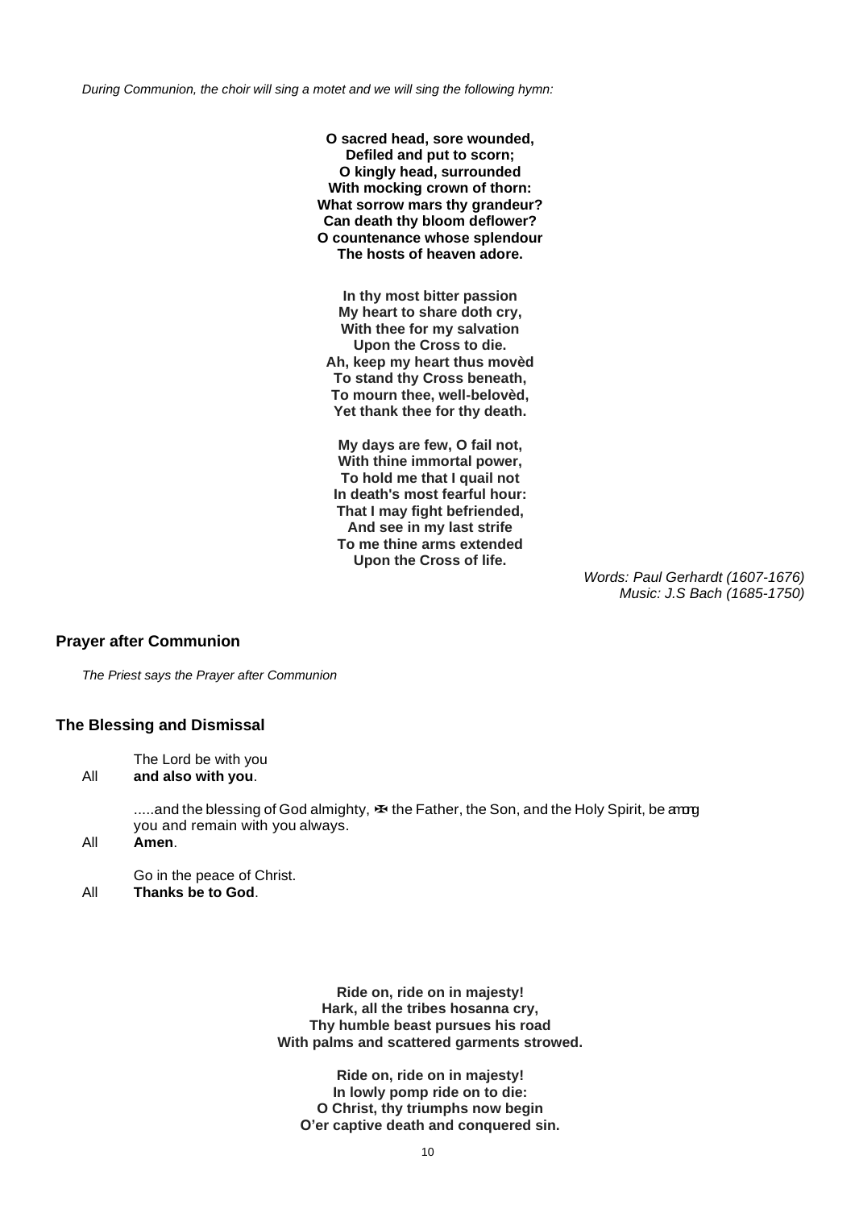*During Communion, the choir will sing a motet and we will sing the following hymn:*

**O sacred head, sore wounded,**
**Defiled and put to scorn;**
**O kingly head, surrounded**
**With mocking crown of thorn:**
**What sorrow mars thy grandeur?**
**Can death thy bloom deflower?**
**O countenance whose splendour**
**The hosts of heaven adore.**

**In thy most bitter passion**
**My heart to share doth cry,**
**With thee for my salvation**
**Upon the Cross to die.**
**Ah, keep my heart thus movèd**
**To stand thy Cross beneath,**
**To mourn thee, well-belovèd,**
**Yet thank thee for thy death.**

**My days are few, O fail not,**
**With thine immortal power,**
**To hold me that I quail not**
**In death's most fearful hour:**
**That I may fight befriended,**
**And see in my last strife**
**To me thine arms extended**
**Upon the Cross of life.**

*Words: Paul Gerhardt (1607-1676)*
*Music: J.S Bach (1685-1750)*

## Prayer after Communion

*The Priest says the Prayer after Communion*

## The Blessing and Dismissal

The Lord be with you
All **and also with you**.

.....and the blessing of God almighty, ✠ the Father, the Son, and the Holy Spirit, be among you and remain with you always.
All **Amen**.

Go in the peace of Christ.
All **Thanks be to God**.

**Ride on, ride on in majesty!**
**Hark, all the tribes hosanna cry,**
**Thy humble beast pursues his road**
**With palms and scattered garments strowed.**

**Ride on, ride on in majesty!**
**In lowly pomp ride on to die:**
**O Christ, thy triumphs now begin**
**O'er captive death and conquered sin.**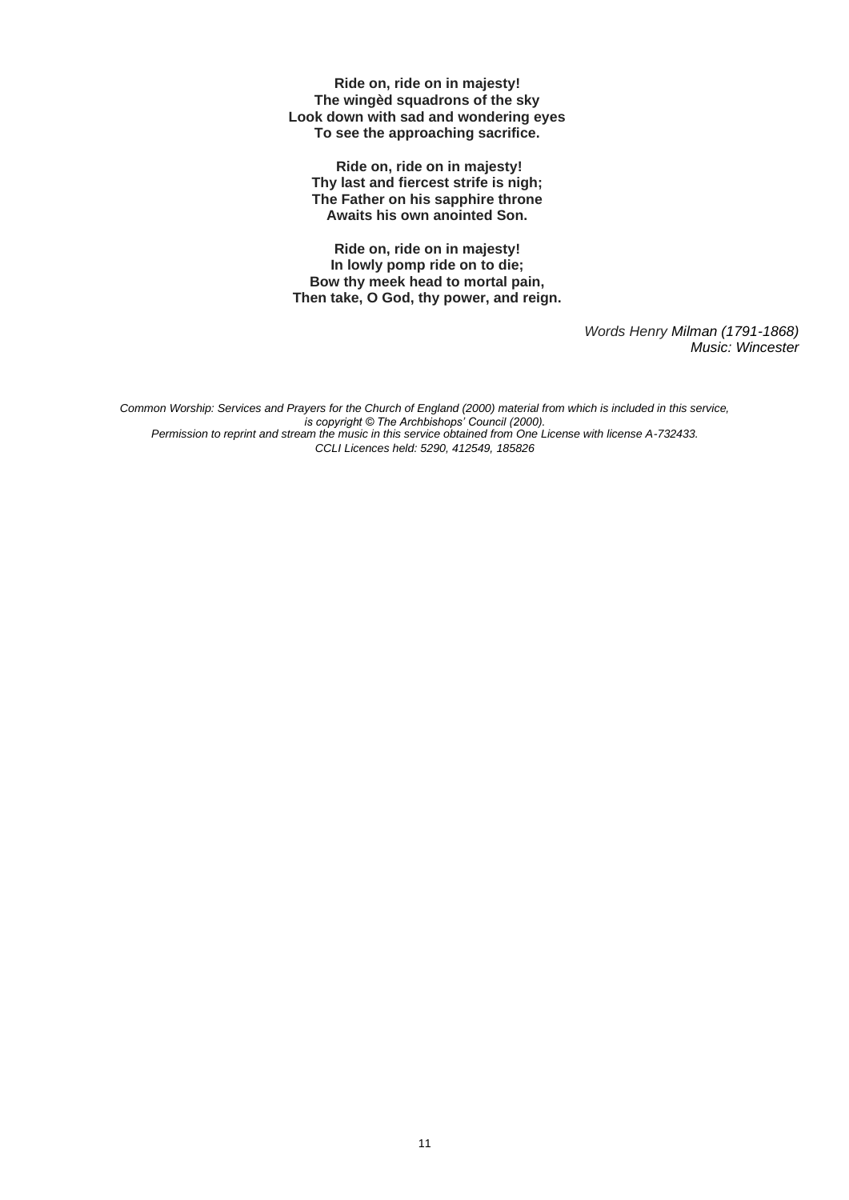**Ride on, ride on in majesty!**
**The wingèd squadrons of the sky**
**Look down with sad and wondering eyes**
**To see the approaching sacrifice.**

**Ride on, ride on in majesty!**
**Thy last and fiercest strife is nigh;**
**The Father on his sapphire throne**
**Awaits his own anointed Son.**

**Ride on, ride on in majesty!**
**In lowly pomp ride on to die;**
**Bow thy meek head to mortal pain,**
**Then take, O God, thy power, and reign.**

*Words Henry Milman (1791-1868)*
*Music: Wincester*

*Common Worship: Services and Prayers for the Church of England (2000) material from which is included in this service, is copyright © The Archbishops' Council (2000).*
*Permission to reprint and stream the music in this service obtained from One License with license A-732433.*
*CCLI Licences held: 5290, 412549, 185826*